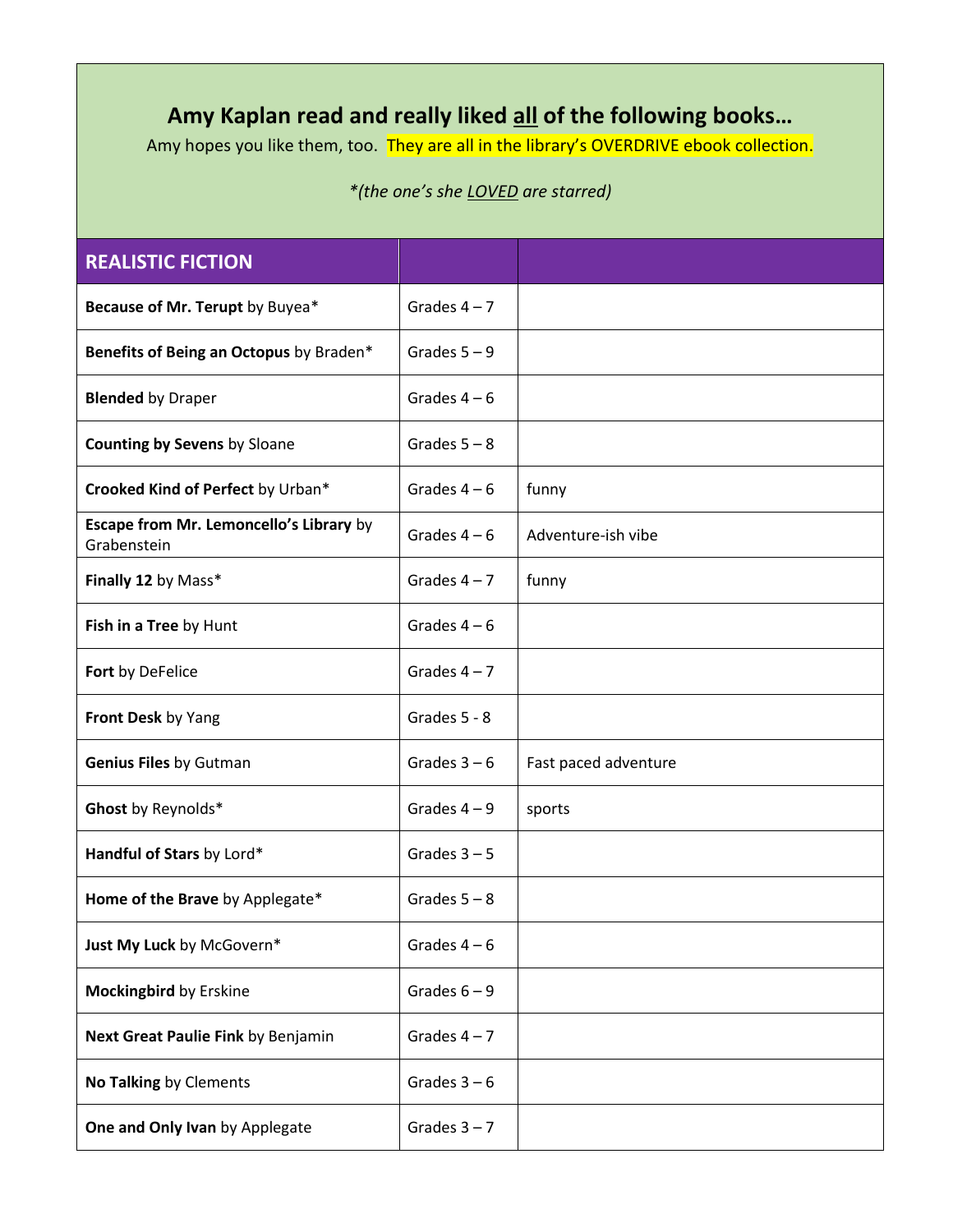## Amy Kaplan read and really liked all of the following books…

Amy hopes you like them, too. They are all in the library's OVERDRIVE ebook collection.

*\*(the one's she LOVED are starred)*

| REALISTIC FICTION | | |
|---|---|---|
| **Because of Mr. Terupt** by Buyea* | Grades 4 – 7 | |
| **Benefits of Being an Octopus** by Braden* | Grades 5 – 9 | |
| **Blended** by Draper | Grades 4 – 6 | |
| **Counting by Sevens** by Sloane | Grades 5 – 8 | |
| **Crooked Kind of Perfect** by Urban* | Grades 4 – 6 | funny |
| **Escape from Mr. Lemoncello's Library** by Grabenstein | Grades 4 – 6 | Adventure-ish vibe |
| **Finally 12** by Mass* | Grades 4 – 7 | funny |
| **Fish in a Tree** by Hunt | Grades 4 – 6 | |
| **Fort** by DeFelice | Grades 4 – 7 | |
| **Front Desk** by Yang | Grades 5 - 8 | |
| **Genius Files** by Gutman | Grades 3 – 6 | Fast paced adventure |
| **Ghost** by Reynolds* | Grades 4 – 9 | sports |
| **Handful of Stars** by Lord* | Grades 3 – 5 | |
| **Home of the Brave** by Applegate* | Grades 5 – 8 | |
| **Just My Luck** by McGovern* | Grades 4 – 6 | |
| **Mockingbird** by Erskine | Grades 6 – 9 | |
| **Next Great Paulie Fink** by Benjamin | Grades 4 – 7 | |
| **No Talking** by Clements | Grades 3 – 6 | |
| **One and Only Ivan** by Applegate | Grades 3 – 7 | |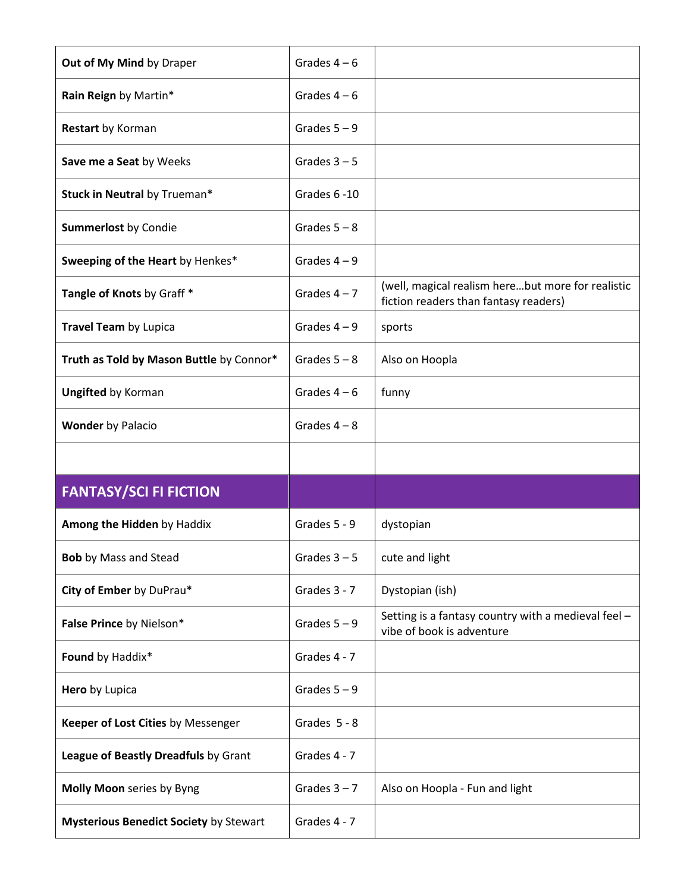| | | |
|---|---|---|
| **Out of My Mind** by Draper | Grades 4 – 6 | |
| **Rain Reign** by Martin* | Grades 4 – 6 | |
| **Restart** by Korman | Grades 5 – 9 | |
| **Save me a Seat** by Weeks | Grades 3 – 5 | |
| **Stuck in Neutral** by Trueman* | Grades 6 -10 | |
| **Summerlost** by Condie | Grades 5 – 8 | |
| **Sweeping of the Heart** by Henkes* | Grades 4 – 9 | |
| **Tangle of Knots** by Graff * | Grades 4 – 7 | (well, magical realism here…but more for realistic fiction readers than fantasy readers) |
| **Travel Team** by Lupica | Grades 4 – 9 | sports |
| **Truth as Told by Mason Buttle** by Connor* | Grades 5 – 8 | Also on Hoopla |
| **Ungifted** by Korman | Grades 4 – 6 | funny |
| **Wonder** by Palacio | Grades 4 – 8 | |
| | | |
| **FANTASY/SCI FI FICTION** | | |
| **Among the Hidden** by Haddix | Grades 5 - 9 | dystopian |
| **Bob** by Mass and Stead | Grades 3 – 5 | cute and light |
| **City of Ember** by DuPrau* | Grades 3 - 7 | Dystopian (ish) |
| **False Prince** by Nielson* | Grades 5 – 9 | Setting is a fantasy country with a medieval feel – vibe of book is adventure |
| **Found** by Haddix* | Grades 4 - 7 | |
| **Hero** by Lupica | Grades 5 – 9 | |
| **Keeper of Lost Cities** by Messenger | Grades 5 - 8 | |
| **League of Beastly Dreadfuls** by Grant | Grades 4 - 7 | |
| **Molly Moon** series by Byng | Grades 3 – 7 | Also on Hoopla - Fun and light |
| **Mysterious Benedict Society** by Stewart | Grades 4 - 7 | |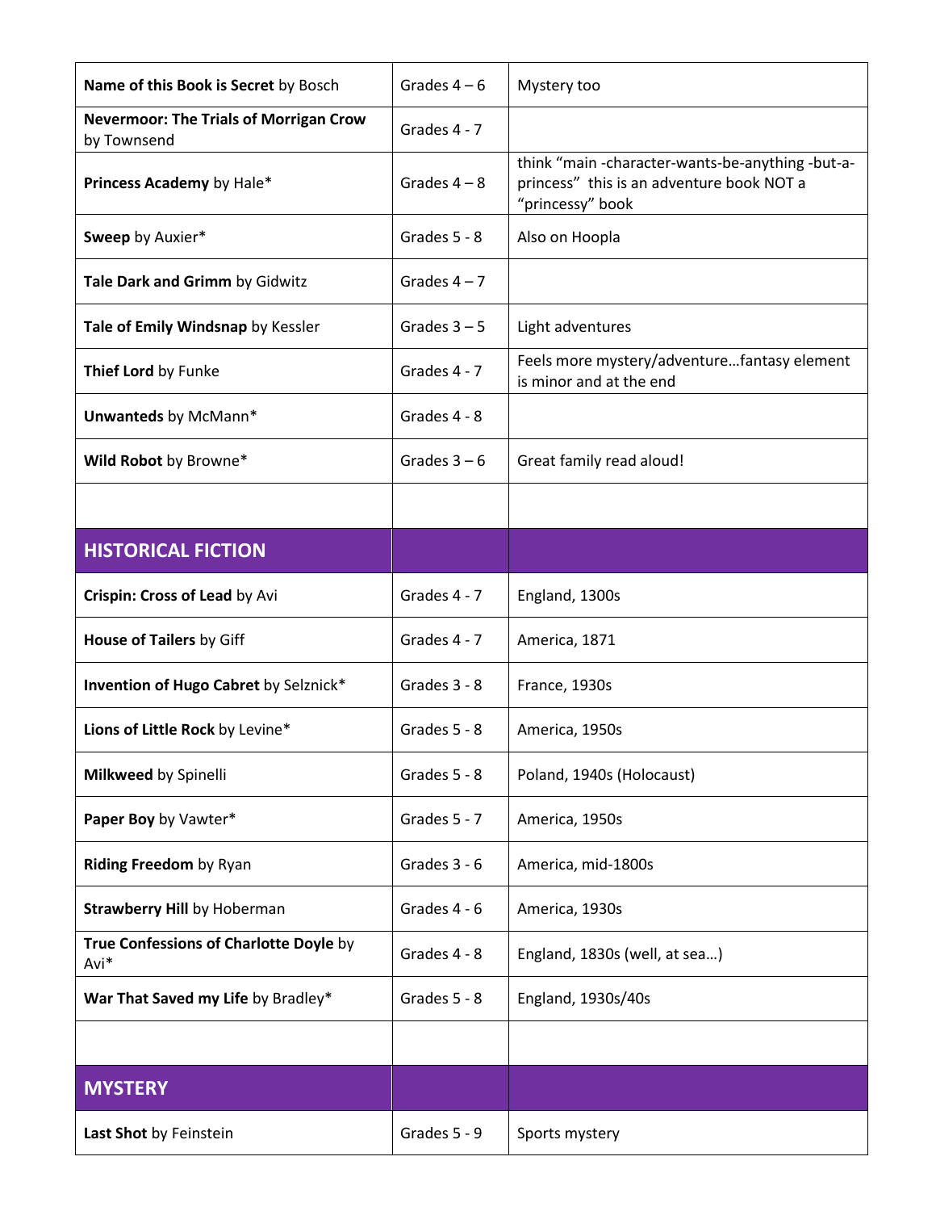| | | |
|---|---|---|
| **Name of this Book is Secret** by Bosch | Grades 4 – 6 | Mystery too |
| **Nevermoor: The Trials of Morrigan Crow** by Townsend | Grades 4 - 7 | |
| **Princess Academy** by Hale* | Grades 4 – 8 | think "main -character-wants-be-anything -but-a-princess" this is an adventure book NOT a "princessy" book |
| **Sweep** by Auxier* | Grades 5 - 8 | Also on Hoopla |
| **Tale Dark and Grimm** by Gidwitz | Grades 4 – 7 | |
| **Tale of Emily Windsnap** by Kessler | Grades 3 – 5 | Light adventures |
| **Thief Lord** by Funke | Grades 4 - 7 | Feels more mystery/adventure…fantasy element is minor and at the end |
| **Unwanteds** by McMann* | Grades 4 - 8 | |
| **Wild Robot** by Browne* | Grades 3 – 6 | Great family read aloud! |
| | | |
| **HISTORICAL FICTION** | | |
| **Crispin: Cross of Lead** by Avi | Grades 4 - 7 | England, 1300s |
| **House of Tailers** by Giff | Grades 4 - 7 | America, 1871 |
| **Invention of Hugo Cabret** by Selznick* | Grades 3 - 8 | France, 1930s |
| **Lions of Little Rock** by Levine* | Grades 5 - 8 | America, 1950s |
| **Milkweed** by Spinelli | Grades 5 - 8 | Poland, 1940s (Holocaust) |
| **Paper Boy** by Vawter* | Grades 5 - 7 | America, 1950s |
| **Riding Freedom** by Ryan | Grades 3 - 6 | America, mid-1800s |
| **Strawberry Hill** by Hoberman | Grades 4 - 6 | America, 1930s |
| **True Confessions of Charlotte Doyle** by Avi* | Grades 4 - 8 | England, 1830s (well, at sea…) |
| **War That Saved my Life** by Bradley* | Grades 5 - 8 | England, 1930s/40s |
| | | |
| **MYSTERY** | | |
| **Last Shot** by Feinstein | Grades 5 - 9 | Sports mystery |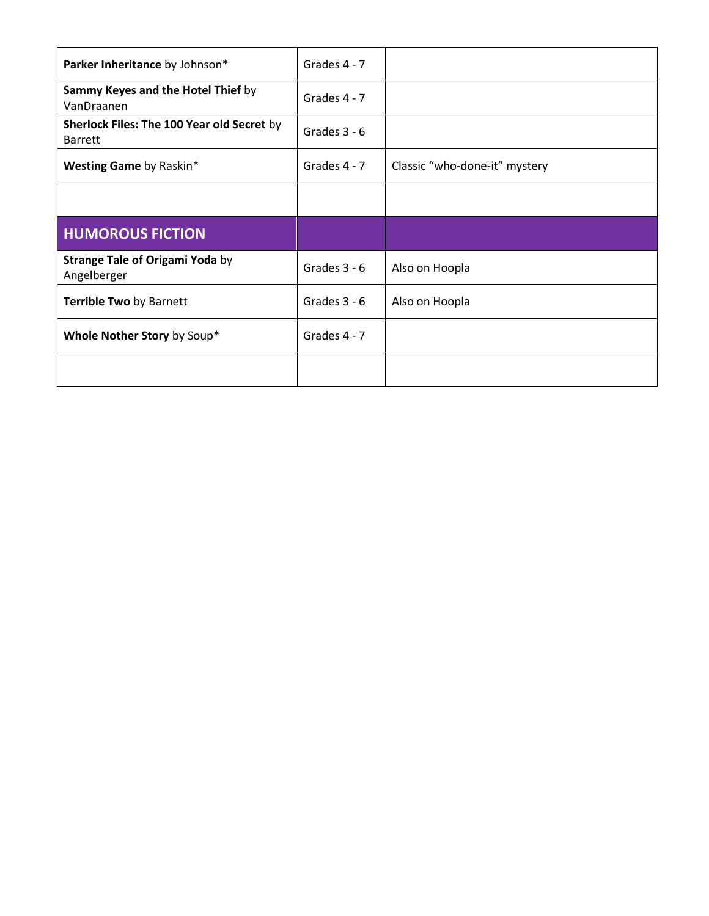| | | |
|---|---|---|
| **Parker Inheritance** by Johnson* | Grades 4 - 7 | |
| **Sammy Keyes and the Hotel Thief** by VanDraanen | Grades 4 - 7 | |
| **Sherlock Files: The 100 Year old Secret** by Barrett | Grades 3 - 6 | |
| **Westing Game** by Raskin* | Grades 4 - 7 | Classic "who-done-it" mystery |
| | | |
| **HUMOROUS FICTION** | | |
| **Strange Tale of Origami Yoda** by Angelberger | Grades 3 - 6 | Also on Hoopla |
| **Terrible Two** by Barnett | Grades 3 - 6 | Also on Hoopla |
| **Whole Nother Story** by Soup* | Grades 4 - 7 | |
| | | |